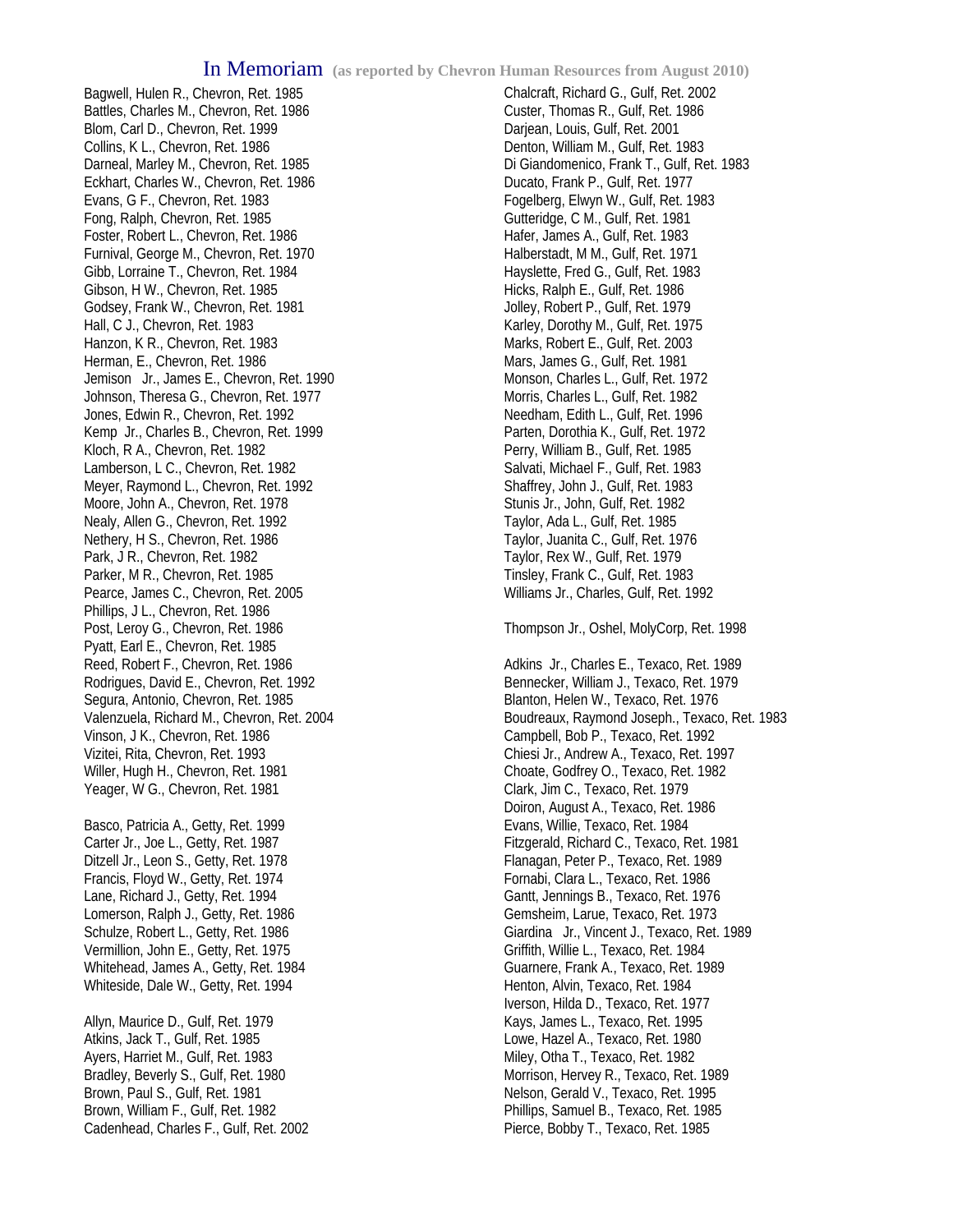# In Memoriam (as reported by Chevron Human Resources from August 2010)

Bagwell, Hulen R., Chevron, Ret. 1985
Battles, Charles M., Chevron, Ret. 1986
Blom, Carl D., Chevron, Ret. 1999
Collins, K L., Chevron, Ret. 1986
Darneal, Marley M., Chevron, Ret. 1985
Eckhart, Charles W., Chevron, Ret. 1986
Evans, G F., Chevron, Ret. 1983
Fong, Ralph, Chevron, Ret. 1985
Foster, Robert L., Chevron, Ret. 1986
Furnival, George M., Chevron, Ret. 1970
Gibb, Lorraine T., Chevron, Ret. 1984
Gibson, H W., Chevron, Ret. 1985
Godsey, Frank W., Chevron, Ret. 1981
Hall, C J., Chevron, Ret. 1983
Hanzon, K R., Chevron, Ret. 1983
Herman, E., Chevron, Ret. 1986
Jemison Jr., James E., Chevron, Ret. 1990
Johnson, Theresa G., Chevron, Ret. 1977
Jones, Edwin R., Chevron, Ret. 1992
Kemp Jr., Charles B., Chevron, Ret. 1999
Kloch, R A., Chevron, Ret. 1982
Lamberson, L C., Chevron, Ret. 1982
Meyer, Raymond L., Chevron, Ret. 1992
Moore, John A., Chevron, Ret. 1978
Nealy, Allen G., Chevron, Ret. 1992
Nethery, H S., Chevron, Ret. 1986
Park, J R., Chevron, Ret. 1982
Parker, M R., Chevron, Ret. 1985
Pearce, James C., Chevron, Ret. 2005
Phillips, J L., Chevron, Ret. 1986
Post, Leroy G., Chevron, Ret. 1986
Pyatt, Earl E., Chevron, Ret. 1985
Reed, Robert F., Chevron, Ret. 1986
Rodrigues, David E., Chevron, Ret. 1992
Segura, Antonio, Chevron, Ret. 1985
Valenzuela, Richard M., Chevron, Ret. 2004
Vinson, J K., Chevron, Ret. 1986
Vizitei, Rita, Chevron, Ret. 1993
Willer, Hugh H., Chevron, Ret. 1981
Yeager, W G., Chevron, Ret. 1981

Basco, Patricia A., Getty, Ret. 1999
Carter Jr., Joe L., Getty, Ret. 1987
Ditzell Jr., Leon S., Getty, Ret. 1978
Francis, Floyd W., Getty, Ret. 1974
Lane, Richard J., Getty, Ret. 1994
Lomerson, Ralph J., Getty, Ret. 1986
Schulze, Robert L., Getty, Ret. 1986
Vermillion, John E., Getty, Ret. 1975
Whitehead, James A., Getty, Ret. 1984
Whiteside, Dale W., Getty, Ret. 1994

Allyn, Maurice D., Gulf, Ret. 1979
Atkins, Jack T., Gulf, Ret. 1985
Ayers, Harriet M., Gulf, Ret. 1983
Bradley, Beverly S., Gulf, Ret. 1980
Brown, Paul S., Gulf, Ret. 1981
Brown, William F., Gulf, Ret. 1982
Cadenhead, Charles F., Gulf, Ret. 2002
Chalcraft, Richard G., Gulf, Ret. 2002
Custer, Thomas R., Gulf, Ret. 1986
Darjean, Louis, Gulf, Ret. 2001
Denton, William M., Gulf, Ret. 1983
Di Giandomenico, Frank T., Gulf, Ret. 1983
Ducato, Frank P., Gulf, Ret. 1977
Fogelberg, Elwyn W., Gulf, Ret. 1983
Gutteridge, C M., Gulf, Ret. 1981
Hafer, James A., Gulf, Ret. 1983
Halberstadt, M M., Gulf, Ret. 1971
Hayslette, Fred G., Gulf, Ret. 1983
Hicks, Ralph E., Gulf, Ret. 1986
Jolley, Robert P., Gulf, Ret. 1979
Karley, Dorothy M., Gulf, Ret. 1975
Marks, Robert E., Gulf, Ret. 2003
Mars, James G., Gulf, Ret. 1981
Monson, Charles L., Gulf, Ret. 1972
Morris, Charles L., Gulf, Ret. 1982
Needham, Edith L., Gulf, Ret. 1996
Parten, Dorothia K., Gulf, Ret. 1972
Perry, William B., Gulf, Ret. 1985
Salvati, Michael F., Gulf, Ret. 1983
Shaffrey, John J., Gulf, Ret. 1983
Stunis Jr., John, Gulf, Ret. 1982
Taylor, Ada L., Gulf, Ret. 1985
Taylor, Juanita C., Gulf, Ret. 1976
Taylor, Rex W., Gulf, Ret. 1979
Tinsley, Frank C., Gulf, Ret. 1983
Williams Jr., Charles, Gulf, Ret. 1992

Thompson Jr., Oshel, MolyCorp, Ret. 1998

Adkins Jr., Charles E., Texaco, Ret. 1989
Bennecker, William J., Texaco, Ret. 1979
Blanton, Helen W., Texaco, Ret. 1976
Boudreaux, Raymond Joseph., Texaco, Ret. 1983
Campbell, Bob P., Texaco, Ret. 1992
Chiesi Jr., Andrew A., Texaco, Ret. 1997
Choate, Godfrey O., Texaco, Ret. 1982
Clark, Jim C., Texaco, Ret. 1979
Doiron, August A., Texaco, Ret. 1986
Evans, Willie, Texaco, Ret. 1984
Fitzgerald, Richard C., Texaco, Ret. 1981
Flanagan, Peter P., Texaco, Ret. 1989
Fornabi, Clara L., Texaco, Ret. 1986
Gantt, Jennings B., Texaco, Ret. 1976
Gemsheim, Larue, Texaco, Ret. 1973
Giardina Jr., Vincent J., Texaco, Ret. 1989
Griffith, Willie L., Texaco, Ret. 1984
Guarnere, Frank A., Texaco, Ret. 1989
Henton, Alvin, Texaco, Ret. 1984
Iverson, Hilda D., Texaco, Ret. 1977
Kays, James L., Texaco, Ret. 1995
Lowe, Hazel A., Texaco, Ret. 1980
Miley, Otha T., Texaco, Ret. 1982
Morrison, Hervey R., Texaco, Ret. 1989
Nelson, Gerald V., Texaco, Ret. 1995
Phillips, Samuel B., Texaco, Ret. 1985
Pierce, Bobby T., Texaco, Ret. 1985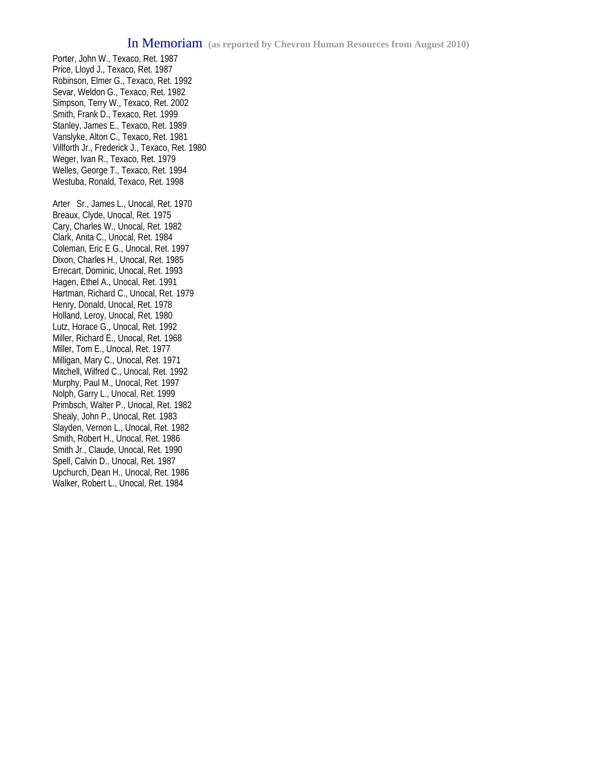# In Memoriam (as reported by Chevron Human Resources from August 2010)

Porter, John W., Texaco, Ret. 1987
Price, Lloyd J., Texaco, Ret. 1987
Robinson, Elmer G., Texaco, Ret. 1992
Sevar, Weldon G., Texaco, Ret. 1982
Simpson, Terry W., Texaco, Ret. 2002
Smith, Frank D., Texaco, Ret. 1999
Stanley, James E., Texaco, Ret. 1989
Vanslyke, Alton C., Texaco, Ret. 1981
Villforth Jr., Frederick J., Texaco, Ret. 1980
Weger, Ivan R., Texaco, Ret. 1979
Welles, George T., Texaco, Ret. 1994
Westuba, Ronald, Texaco, Ret. 1998

Arter Sr., James L., Unocal, Ret. 1970
Breaux, Clyde, Unocal, Ret. 1975
Cary, Charles W., Unocal, Ret. 1982
Clark, Anita C., Unocal, Ret. 1984
Coleman, Eric E G., Unocal, Ret. 1997
Dixon, Charles H., Unocal, Ret. 1985
Errecart, Dominic, Unocal, Ret. 1993
Hagen, Ethel A., Unocal, Ret. 1991
Hartman, Richard C., Unocal, Ret. 1979
Henry, Donald, Unocal, Ret. 1978
Holland, Leroy, Unocal, Ret. 1980
Lutz, Horace G., Unocal, Ret. 1992
Miller, Richard E., Unocal, Ret. 1968
Miller, Tom E., Unocal, Ret. 1977
Milligan, Mary C., Unocal, Ret. 1971
Mitchell, Wilfred C., Unocal, Ret. 1992
Murphy, Paul M., Unocal, Ret. 1997
Nolph, Garry L., Unocal, Ret. 1999
Primbsch, Walter P., Unocal, Ret. 1982
Shealy, John P., Unocal, Ret. 1983
Slayden, Vernon L., Unocal, Ret. 1982
Smith, Robert H., Unocal, Ret. 1986
Smith Jr., Claude, Unocal, Ret. 1990
Spell, Calvin D., Unocal, Ret. 1987
Upchurch, Dean H., Unocal, Ret. 1986
Walker, Robert L., Unocal, Ret. 1984